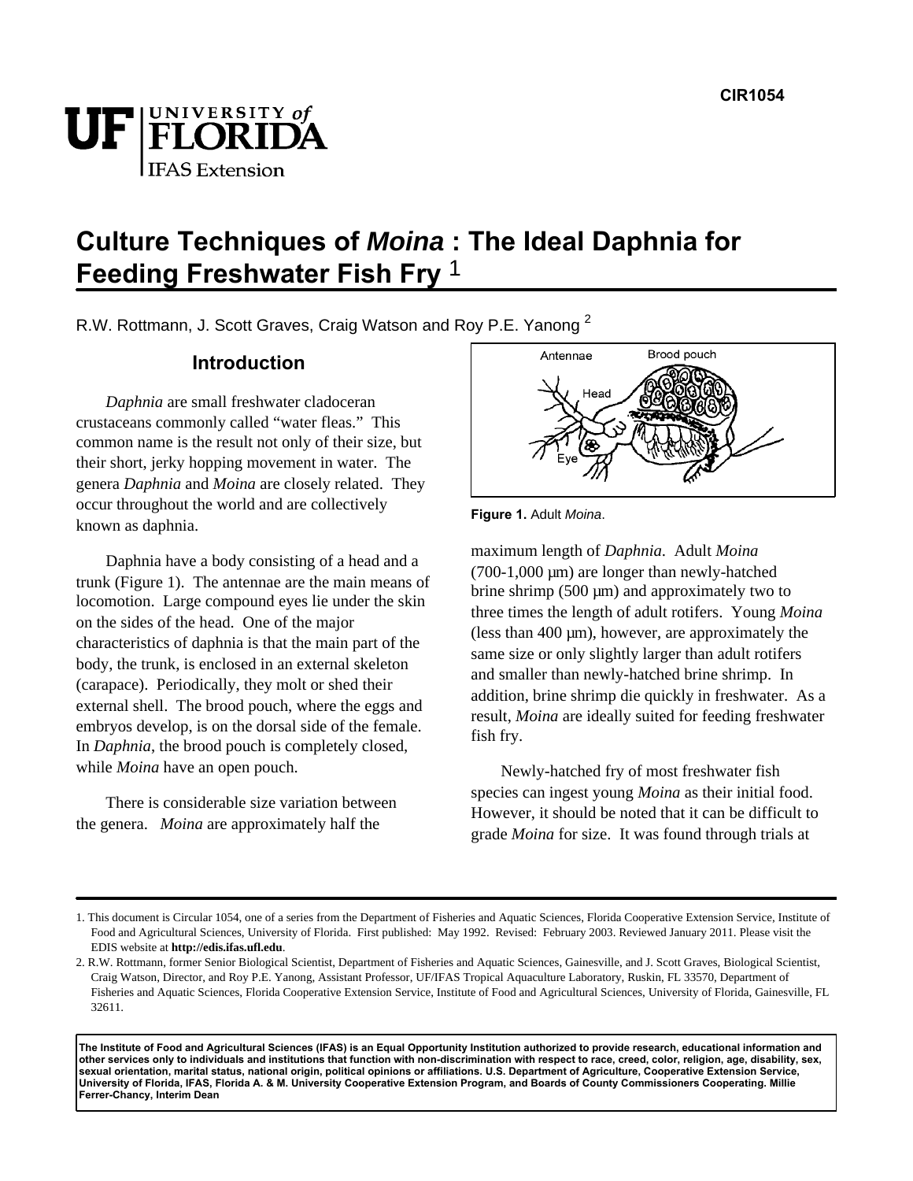# Culture Techniques of *Moina* : The Ideal Daphnia for Feeding Freshwater Fish Fry [1]

R.W. Rottmann, J. Scott Graves, Craig Watson and Roy P.E. Yanong [2]

## Introduction

*Daphnia* are small freshwater cladoceran crustaceans commonly called "water fleas." This common name is the result not only of their size, but their short, jerky hopping movement in water. The genera *Daphnia* and *Moina* are closely related. They occur throughout the world and are collectively known as daphnia.

Daphnia have a body consisting of a head and a trunk (Figure 1). The antennae are the main means of locomotion. Large compound eyes lie under the skin on the sides of the head. One of the major characteristics of daphnia is that the main part of the body, the trunk, is enclosed in an external skeleton (carapace). Periodically, they molt or shed their external shell. The brood pouch, where the eggs and embryos develop, is on the dorsal side of the female. In *Daphnia*, the brood pouch is completely closed, while *Moina* have an open pouch.

There is considerable size variation between the genera. *Moina* are approximately half the maximum length of *Daphnia*. Adult *Moina* (700-1,000 µm) are longer than newly-hatched brine shrimp (500 µm) and approximately two to three times the length of adult rotifers. Young *Moina* (less than 400 µm), however, are approximately the same size or only slightly larger than adult rotifers and smaller than newly-hatched brine shrimp. In addition, brine shrimp die quickly in freshwater. As a result, *Moina* are ideally suited for feeding freshwater fish fry.

**Figure 1.** Adult *Moina*.

Newly-hatched fry of most freshwater fish species can ingest young *Moina* as their initial food. However, it should be noted that it can be difficult to grade *Moina* for size. It was found through trials at

---

1. This document is Circular 1054, one of a series from the Department of Fisheries and Aquatic Sciences, Florida Cooperative Extension Service, Institute of Food and Agricultural Sciences, University of Florida. First published: May 1992. Revised: February 2003. Reviewed January 2011. Please visit the EDIS website at **http://edis.ifas.ufl.edu**.

2. R.W. Rottmann, former Senior Biological Scientist, Department of Fisheries and Aquatic Sciences, Gainesville, and J. Scott Graves, Biological Scientist, Craig Watson, Director, and Roy P.E. Yanong, Assistant Professor, UF/IFAS Tropical Aquaculture Laboratory, Ruskin, FL 33570, Department of Fisheries and Aquatic Sciences, Florida Cooperative Extension Service, Institute of Food and Agricultural Sciences, University of Florida, Gainesville, FL 32611.

**The Institute of Food and Agricultural Sciences (IFAS) is an Equal Opportunity Institution authorized to provide research, educational information and other services only to individuals and institutions that function with non-discrimination with respect to race, creed, color, religion, age, disability, sex, sexual orientation, marital status, national origin, political opinions or affiliations. U.S. Department of Agriculture, Cooperative Extension Service, University of Florida, IFAS, Florida A. & M. University Cooperative Extension Program, and Boards of County Commissioners Cooperating. Millie Ferrer-Chancy, Interim Dean**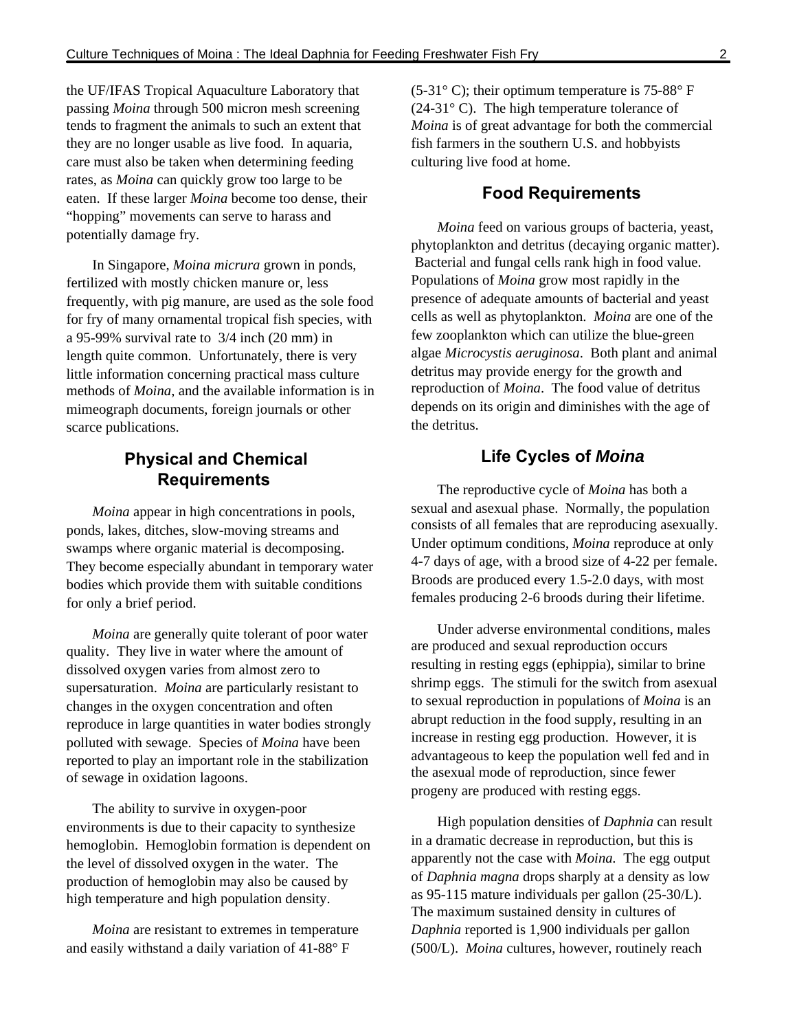the UF/IFAS Tropical Aquaculture Laboratory that passing *Moina* through 500 micron mesh screening tends to fragment the animals to such an extent that they are no longer usable as live food. In aquaria, care must also be taken when determining feeding rates, as *Moina* can quickly grow too large to be eaten. If these larger *Moina* become too dense, their "hopping" movements can serve to harass and potentially damage fry.

In Singapore, *Moina micrura* grown in ponds, fertilized with mostly chicken manure or, less frequently, with pig manure, are used as the sole food for fry of many ornamental tropical fish species, with a 95-99% survival rate to 3/4 inch (20 mm) in length quite common. Unfortunately, there is very little information concerning practical mass culture methods of *Moina*, and the available information is in mimeograph documents, foreign journals or other scarce publications.

## Physical and Chemical Requirements

*Moina* appear in high concentrations in pools, ponds, lakes, ditches, slow-moving streams and swamps where organic material is decomposing. They become especially abundant in temporary water bodies which provide them with suitable conditions for only a brief period.

*Moina* are generally quite tolerant of poor water quality. They live in water where the amount of dissolved oxygen varies from almost zero to supersaturation. *Moina* are particularly resistant to changes in the oxygen concentration and often reproduce in large quantities in water bodies strongly polluted with sewage. Species of *Moina* have been reported to play an important role in the stabilization of sewage in oxidation lagoons.

The ability to survive in oxygen-poor environments is due to their capacity to synthesize hemoglobin. Hemoglobin formation is dependent on the level of dissolved oxygen in the water. The production of hemoglobin may also be caused by high temperature and high population density.

*Moina* are resistant to extremes in temperature and easily withstand a daily variation of 41-88° F (5-31° C); their optimum temperature is 75-88° F (24-31° C). The high temperature tolerance of *Moina* is of great advantage for both the commercial fish farmers in the southern U.S. and hobbyists culturing live food at home.

## Food Requirements

*Moina* feed on various groups of bacteria, yeast, phytoplankton and detritus (decaying organic matter). Bacterial and fungal cells rank high in food value. Populations of *Moina* grow most rapidly in the presence of adequate amounts of bacterial and yeast cells as well as phytoplankton. *Moina* are one of the few zooplankton which can utilize the blue-green algae *Microcystis aeruginosa*. Both plant and animal detritus may provide energy for the growth and reproduction of *Moina*. The food value of detritus depends on its origin and diminishes with the age of the detritus.

## Life Cycles of *Moina*

The reproductive cycle of *Moina* has both a sexual and asexual phase. Normally, the population consists of all females that are reproducing asexually. Under optimum conditions, *Moina* reproduce at only 4-7 days of age, with a brood size of 4-22 per female. Broods are produced every 1.5-2.0 days, with most females producing 2-6 broods during their lifetime.

Under adverse environmental conditions, males are produced and sexual reproduction occurs resulting in resting eggs (ephippia), similar to brine shrimp eggs. The stimuli for the switch from asexual to sexual reproduction in populations of *Moina* is an abrupt reduction in the food supply, resulting in an increase in resting egg production. However, it is advantageous to keep the population well fed and in the asexual mode of reproduction, since fewer progeny are produced with resting eggs.

High population densities of *Daphnia* can result in a dramatic decrease in reproduction, but this is apparently not the case with *Moina.* The egg output of *Daphnia magna* drops sharply at a density as low as 95-115 mature individuals per gallon (25-30/L). The maximum sustained density in cultures of *Daphnia* reported is 1,900 individuals per gallon (500/L). *Moina* cultures, however, routinely reach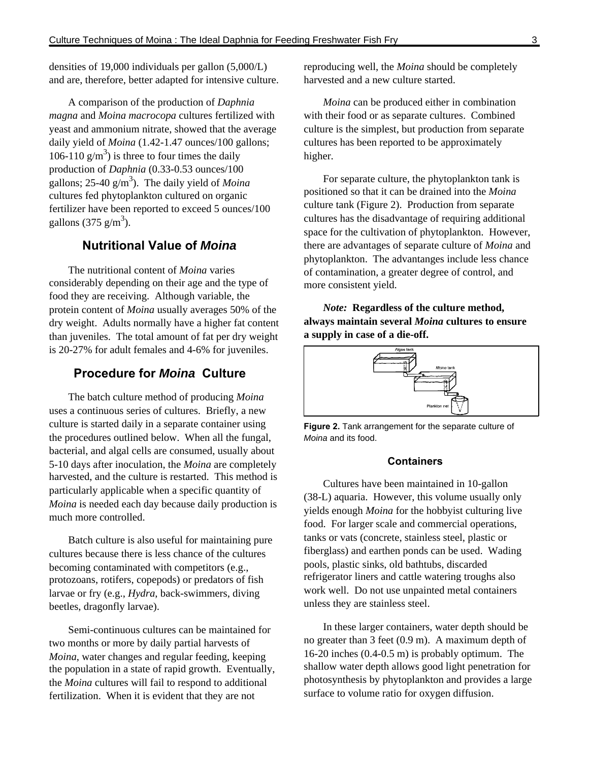densities of 19,000 individuals per gallon (5,000/L) and are, therefore, better adapted for intensive culture.

A comparison of the production of *Daphnia magna* and *Moina macrocopa* cultures fertilized with yeast and ammonium nitrate, showed that the average daily yield of *Moina* (1.42-1.47 ounces/100 gallons; 106-110 $g/m^3$) is three to four times the daily production of *Daphnia* (0.33-0.53 ounces/100 gallons; 25-40 $g/m^3$). The daily yield of *Moina* cultures fed phytoplankton cultured on organic fertilizer have been reported to exceed 5 ounces/100 gallons (375 $g/m^3$).

## Nutritional Value of *Moina*

The nutritional content of *Moina* varies considerably depending on their age and the type of food they are receiving. Although variable, the protein content of *Moina* usually averages 50% of the dry weight. Adults normally have a higher fat content than juveniles. The total amount of fat per dry weight is 20-27% for adult females and 4-6% for juveniles.

## Procedure for *Moina* Culture

The batch culture method of producing *Moina* uses a continuous series of cultures. Briefly, a new culture is started daily in a separate container using the procedures outlined below. When all the fungal, bacterial, and algal cells are consumed, usually about 5-10 days after inoculation, the *Moina* are completely harvested, and the culture is restarted. This method is particularly applicable when a specific quantity of *Moina* is needed each day because daily production is much more controlled.

Batch culture is also useful for maintaining pure cultures because there is less chance of the cultures becoming contaminated with competitors (e.g., protozoans, rotifers, copepods) or predators of fish larvae or fry (e.g., *Hydra*, back-swimmers, diving beetles, dragonfly larvae).

Semi-continuous cultures can be maintained for two months or more by daily partial harvests of *Moina*, water changes and regular feeding, keeping the population in a state of rapid growth. Eventually, the *Moina* cultures will fail to respond to additional fertilization. When it is evident that they are not reproducing well, the *Moina* should be completely harvested and a new culture started.

*Moina* can be produced either in combination with their food or as separate cultures. Combined culture is the simplest, but production from separate cultures has been reported to be approximately higher.

For separate culture, the phytoplankton tank is positioned so that it can be drained into the *Moina* culture tank (Figure 2). Production from separate cultures has the disadvantage of requiring additional space for the cultivation of phytoplankton. However, there are advantages of separate culture of *Moina* and phytoplankton. The advantanges include less chance of contamination, a greater degree of control, and more consistent yield.

***Note:*** **Regardless of the culture method, always maintain several *Moina* cultures to ensure a supply in case of a die-off.**

**Figure 2.** Tank arrangement for the separate culture of *Moina* and its food.

### Containers

Cultures have been maintained in 10-gallon (38-L) aquaria. However, this volume usually only yields enough *Moina* for the hobbyist culturing live food. For larger scale and commercial operations, tanks or vats (concrete, stainless steel, plastic or fiberglass) and earthen ponds can be used. Wading pools, plastic sinks, old bathtubs, discarded refrigerator liners and cattle watering troughs also work well. Do not use unpainted metal containers unless they are stainless steel.

In these larger containers, water depth should be no greater than 3 feet (0.9 m). A maximum depth of 16-20 inches (0.4-0.5 m) is probably optimum. The shallow water depth allows good light penetration for photosynthesis by phytoplankton and provides a large surface to volume ratio for oxygen diffusion.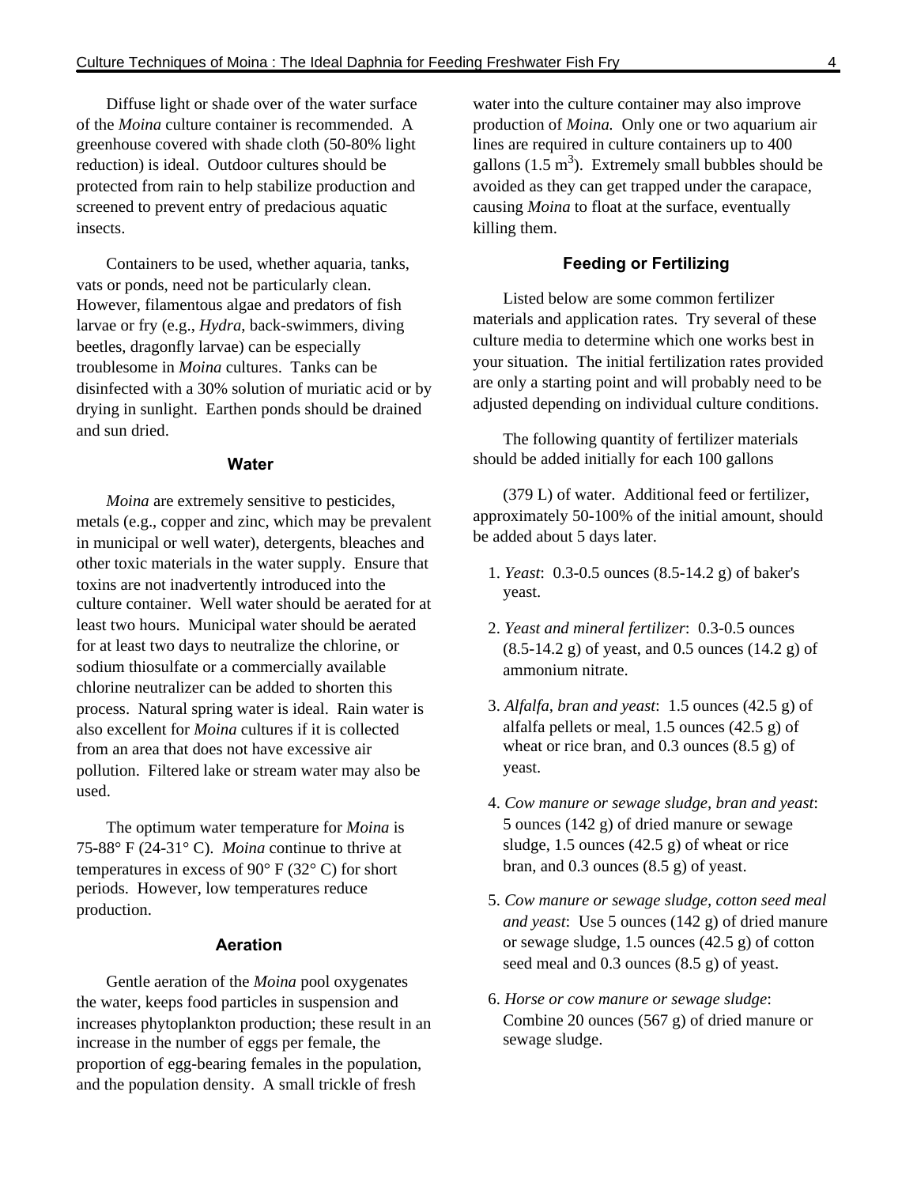Diffuse light or shade over of the water surface of the *Moina* culture container is recommended. A greenhouse covered with shade cloth (50-80% light reduction) is ideal. Outdoor cultures should be protected from rain to help stabilize production and screened to prevent entry of predacious aquatic insects.

Containers to be used, whether aquaria, tanks, vats or ponds, need not be particularly clean. However, filamentous algae and predators of fish larvae or fry (e.g., *Hydra*, back-swimmers, diving beetles, dragonfly larvae) can be especially troublesome in *Moina* cultures. Tanks can be disinfected with a 30% solution of muriatic acid or by drying in sunlight. Earthen ponds should be drained and sun dried.

## Water

*Moina* are extremely sensitive to pesticides, metals (e.g., copper and zinc, which may be prevalent in municipal or well water), detergents, bleaches and other toxic materials in the water supply. Ensure that toxins are not inadvertently introduced into the culture container. Well water should be aerated for at least two hours. Municipal water should be aerated for at least two days to neutralize the chlorine, or sodium thiosulfate or a commercially available chlorine neutralizer can be added to shorten this process. Natural spring water is ideal. Rain water is also excellent for *Moina* cultures if it is collected from an area that does not have excessive air pollution. Filtered lake or stream water may also be used.

The optimum water temperature for *Moina* is 75-88° F (24-31° C). *Moina* continue to thrive at temperatures in excess of 90° F (32° C) for short periods. However, low temperatures reduce production.

## Aeration

Gentle aeration of the *Moina* pool oxygenates the water, keeps food particles in suspension and increases phytoplankton production; these result in an increase in the number of eggs per female, the proportion of egg-bearing females in the population, and the population density. A small trickle of fresh water into the culture container may also improve production of *Moina.* Only one or two aquarium air lines are required in culture containers up to 400 gallons (1.5 $m^3$). Extremely small bubbles should be avoided as they can get trapped under the carapace, causing *Moina* to float at the surface, eventually killing them.

## Feeding or Fertilizing

Listed below are some common fertilizer materials and application rates. Try several of these culture media to determine which one works best in your situation. The initial fertilization rates provided are only a starting point and will probably need to be adjusted depending on individual culture conditions.

The following quantity of fertilizer materials should be added initially for each 100 gallons (379 L) of water. Additional feed or fertilizer, approximately 50-100% of the initial amount, should be added about 5 days later.

1. *Yeast*: 0.3-0.5 ounces (8.5-14.2 g) of baker's yeast.

2. *Yeast and mineral fertilizer*: 0.3-0.5 ounces (8.5-14.2 g) of yeast, and 0.5 ounces (14.2 g) of ammonium nitrate.

3. *Alfalfa, bran and yeast*: 1.5 ounces (42.5 g) of alfalfa pellets or meal, 1.5 ounces (42.5 g) of wheat or rice bran, and 0.3 ounces (8.5 g) of yeast.

4. *Cow manure or sewage sludge, bran and yeast*: 5 ounces (142 g) of dried manure or sewage sludge, 1.5 ounces (42.5 g) of wheat or rice bran, and 0.3 ounces (8.5 g) of yeast.

5. *Cow manure or sewage sludge, cotton seed meal and yeast*: Use 5 ounces (142 g) of dried manure or sewage sludge, 1.5 ounces (42.5 g) of cotton seed meal and 0.3 ounces (8.5 g) of yeast.

6. *Horse or cow manure or sewage sludge*: Combine 20 ounces (567 g) of dried manure or sewage sludge.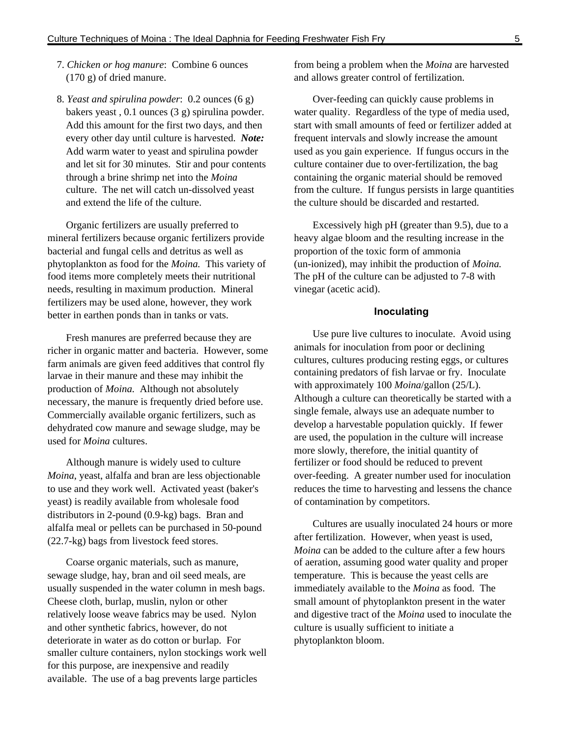7. *Chicken or hog manure*: Combine 6 ounces (170 g) of dried manure.

8. *Yeast and spirulina powder*: 0.2 ounces (6 g) bakers yeast , 0.1 ounces (3 g) spirulina powder. Add this amount for the first two days, and then every other day until culture is harvested. ***Note:*** Add warm water to yeast and spirulina powder and let sit for 30 minutes. Stir and pour contents through a brine shrimp net into the *Moina* culture. The net will catch un-dissolved yeast and extend the life of the culture.

Organic fertilizers are usually preferred to mineral fertilizers because organic fertilizers provide bacterial and fungal cells and detritus as well as phytoplankton as food for the *Moina.* This variety of food items more completely meets their nutritional needs, resulting in maximum production. Mineral fertilizers may be used alone, however, they work better in earthen ponds than in tanks or vats.

Fresh manures are preferred because they are richer in organic matter and bacteria. However, some farm animals are given feed additives that control fly larvae in their manure and these may inhibit the production of *Moina.* Although not absolutely necessary, the manure is frequently dried before use. Commercially available organic fertilizers, such as dehydrated cow manure and sewage sludge, may be used for *Moina* cultures.

Although manure is widely used to culture *Moina*, yeast, alfalfa and bran are less objectionable to use and they work well. Activated yeast (baker's yeast) is readily available from wholesale food distributors in 2-pound (0.9-kg) bags. Bran and alfalfa meal or pellets can be purchased in 50-pound (22.7-kg) bags from livestock feed stores.

Coarse organic materials, such as manure, sewage sludge, hay, bran and oil seed meals, are usually suspended in the water column in mesh bags. Cheese cloth, burlap, muslin, nylon or other relatively loose weave fabrics may be used. Nylon and other synthetic fabrics, however, do not deteriorate in water as do cotton or burlap. For smaller culture containers, nylon stockings work well for this purpose, are inexpensive and readily available. The use of a bag prevents large particles from being a problem when the *Moina* are harvested and allows greater control of fertilization.

Over-feeding can quickly cause problems in water quality. Regardless of the type of media used, start with small amounts of feed or fertilizer added at frequent intervals and slowly increase the amount used as you gain experience. If fungus occurs in the culture container due to over-fertilization, the bag containing the organic material should be removed from the culture. If fungus persists in large quantities the culture should be discarded and restarted.

Excessively high pH (greater than 9.5), due to a heavy algae bloom and the resulting increase in the proportion of the toxic form of ammonia (un-ionized), may inhibit the production of *Moina.* The pH of the culture can be adjusted to 7-8 with vinegar (acetic acid).

### Inoculating

Use pure live cultures to inoculate. Avoid using animals for inoculation from poor or declining cultures, cultures producing resting eggs, or cultures containing predators of fish larvae or fry. Inoculate with approximately 100 *Moina*/gallon (25/L). Although a culture can theoretically be started with a single female, always use an adequate number to develop a harvestable population quickly. If fewer are used, the population in the culture will increase more slowly, therefore, the initial quantity of fertilizer or food should be reduced to prevent over-feeding. A greater number used for inoculation reduces the time to harvesting and lessens the chance of contamination by competitors.

Cultures are usually inoculated 24 hours or more after fertilization. However, when yeast is used, *Moina* can be added to the culture after a few hours of aeration, assuming good water quality and proper temperature. This is because the yeast cells are immediately available to the *Moina* as food. The small amount of phytoplankton present in the water and digestive tract of the *Moina* used to inoculate the culture is usually sufficient to initiate a phytoplankton bloom.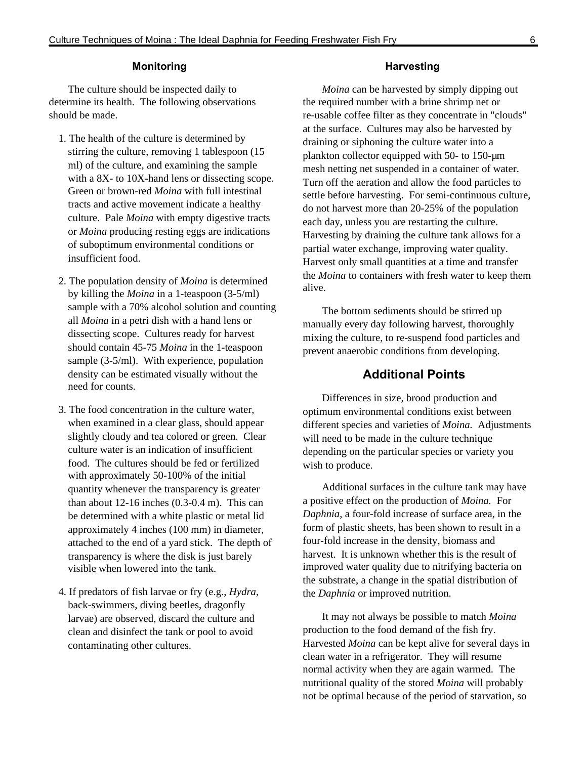### Monitoring

The culture should be inspected daily to determine its health. The following observations should be made.

1. The health of the culture is determined by stirring the culture, removing 1 tablespoon (15 ml) of the culture, and examining the sample with a 8X- to 10X-hand lens or dissecting scope. Green or brown-red *Moina* with full intestinal tracts and active movement indicate a healthy culture. Pale *Moina* with empty digestive tracts or *Moina* producing resting eggs are indications of suboptimum environmental conditions or insufficient food.

2. The population density of *Moina* is determined by killing the *Moina* in a 1-teaspoon (3-5/ml) sample with a 70% alcohol solution and counting all *Moina* in a petri dish with a hand lens or dissecting scope. Cultures ready for harvest should contain 45-75 *Moina* in the 1-teaspoon sample (3-5/ml). With experience, population density can be estimated visually without the need for counts.

3. The food concentration in the culture water, when examined in a clear glass, should appear slightly cloudy and tea colored or green. Clear culture water is an indication of insufficient food. The cultures should be fed or fertilized with approximately 50-100% of the initial quantity whenever the transparency is greater than about 12-16 inches (0.3-0.4 m). This can be determined with a white plastic or metal lid approximately 4 inches (100 mm) in diameter, attached to the end of a yard stick. The depth of transparency is where the disk is just barely visible when lowered into the tank.

4. If predators of fish larvae or fry (e.g., *Hydra*, back-swimmers, diving beetles, dragonfly larvae) are observed, discard the culture and clean and disinfect the tank or pool to avoid contaminating other cultures.

### Harvesting

*Moina* can be harvested by simply dipping out the required number with a brine shrimp net or re-usable coffee filter as they concentrate in "clouds" at the surface. Cultures may also be harvested by draining or siphoning the culture water into a plankton collector equipped with 50- to 150-μm mesh netting net suspended in a container of water. Turn off the aeration and allow the food particles to settle before harvesting. For semi-continuous culture, do not harvest more than 20-25% of the population each day, unless you are restarting the culture. Harvesting by draining the culture tank allows for a partial water exchange, improving water quality. Harvest only small quantities at a time and transfer the *Moina* to containers with fresh water to keep them alive.

The bottom sediments should be stirred up manually every day following harvest, thoroughly mixing the culture, to re-suspend food particles and prevent anaerobic conditions from developing.

## Additional Points

Differences in size, brood production and optimum environmental conditions exist between different species and varieties of *Moina.* Adjustments will need to be made in the culture technique depending on the particular species or variety you wish to produce.

Additional surfaces in the culture tank may have a positive effect on the production of *Moina.* For *Daphnia*, a four-fold increase of surface area, in the form of plastic sheets, has been shown to result in a four-fold increase in the density, biomass and harvest. It is unknown whether this is the result of improved water quality due to nitrifying bacteria on the substrate, a change in the spatial distribution of the *Daphnia* or improved nutrition.

It may not always be possible to match *Moina* production to the food demand of the fish fry. Harvested *Moina* can be kept alive for several days in clean water in a refrigerator. They will resume normal activity when they are again warmed. The nutritional quality of the stored *Moina* will probably not be optimal because of the period of starvation, so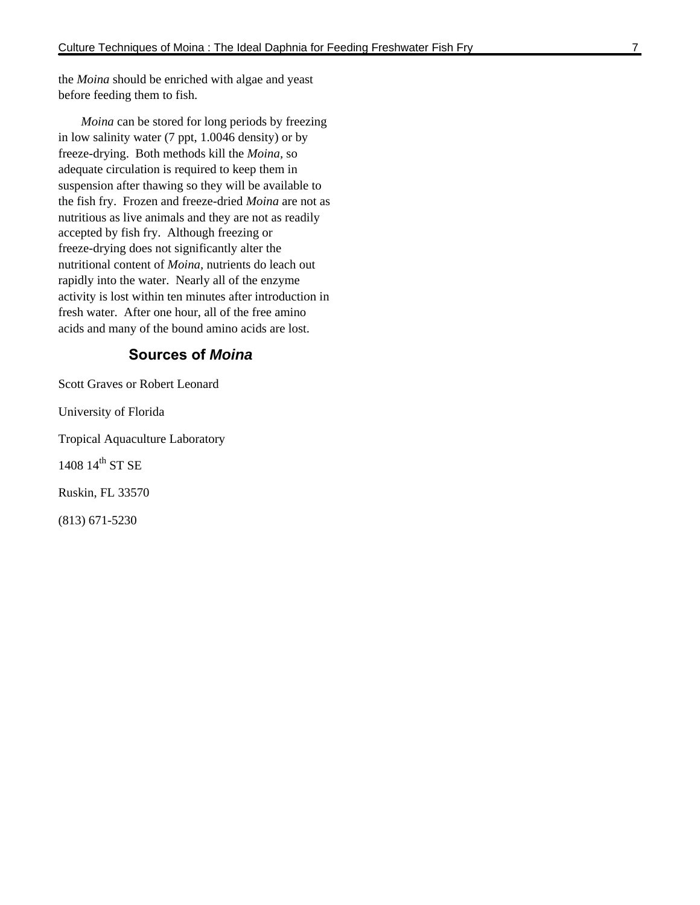the *Moina* should be enriched with algae and yeast before feeding them to fish.

*Moina* can be stored for long periods by freezing in low salinity water (7 ppt, 1.0046 density) or by freeze-drying. Both methods kill the *Moina*, so adequate circulation is required to keep them in suspension after thawing so they will be available to the fish fry. Frozen and freeze-dried *Moina* are not as nutritious as live animals and they are not as readily accepted by fish fry. Although freezing or freeze-drying does not significantly alter the nutritional content of *Moina*, nutrients do leach out rapidly into the water. Nearly all of the enzyme activity is lost within ten minutes after introduction in fresh water. After one hour, all of the free amino acids and many of the bound amino acids are lost.

## Sources of *Moina*

Scott Graves or Robert Leonard

University of Florida

Tropical Aquaculture Laboratory

1408 14th ST SE

Ruskin, FL 33570

(813) 671-5230